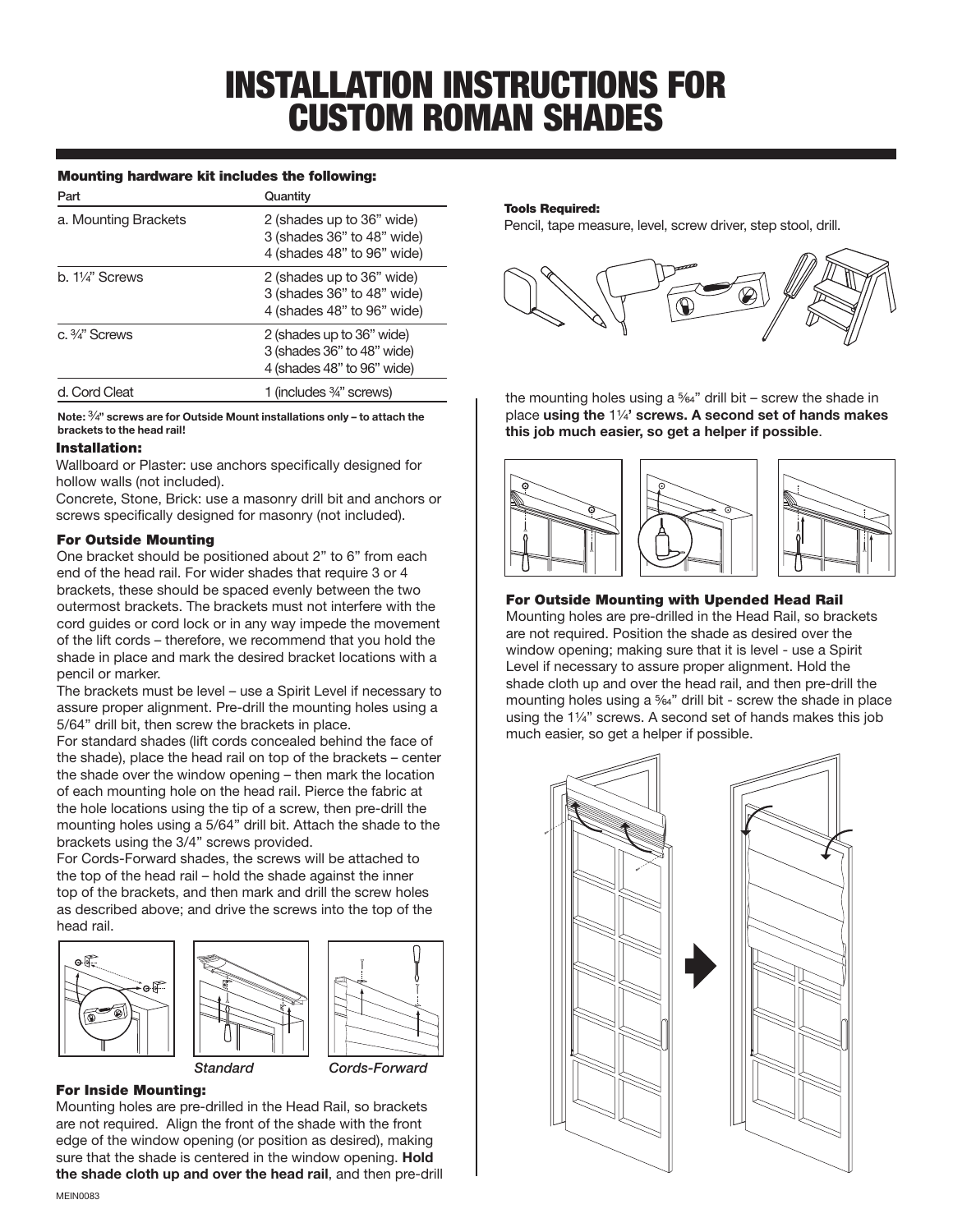# INSTALLATION INSTRUCTIONS FOR CUSTOM ROMAN SHADES

**Mounting hardware kit includes the following:**

| Part | Quantity |
|---|---|
| a. Mounting Brackets | 2 (shades up to 36" wide)<br>3 (shades 36" to 48" wide)<br>4 (shades 48" to 96" wide) |
| b. 1¼" Screws | 2 (shades up to 36" wide)<br>3 (shades 36" to 48" wide)<br>4 (shades 48" to 96" wide) |
| c. ¾" Screws | 2 (shades up to 36" wide)<br>3 (shades 36" to 48" wide)<br>4 (shades 48" to 96" wide) |
| d. Cord Cleat | 1 (includes ¾" screws) |

**Note: ¾" screws are for Outside Mount installations only – to attach the brackets to the head rail!**

### Installation:

Wallboard or Plaster: use anchors specifically designed for hollow walls (not included).

Concrete, Stone, Brick: use a masonry drill bit and anchors or screws specifically designed for masonry (not included).

### For Outside Mounting

One bracket should be positioned about 2" to 6" from each end of the head rail. For wider shades that require 3 or 4 brackets, these should be spaced evenly between the two outermost brackets. The brackets must not interfere with the cord guides or cord lock or in any way impede the movement of the lift cords – therefore, we recommend that you hold the shade in place and mark the desired bracket locations with a pencil or marker.

The brackets must be level – use a Spirit Level if necessary to assure proper alignment. Pre-drill the mounting holes using a 5/64" drill bit, then screw the brackets in place.

For standard shades (lift cords concealed behind the face of the shade), place the head rail on top of the brackets – center the shade over the window opening – then mark the location of each mounting hole on the head rail. Pierce the fabric at the hole locations using the tip of a screw, then pre-drill the mounting holes using a 5/64" drill bit. Attach the shade to the brackets using the 3/4" screws provided.

For Cords-Forward shades, the screws will be attached to the top of the head rail – hold the shade against the inner top of the brackets, and then mark and drill the screw holes as described above; and drive the screws into the top of the head rail.

*Standard* *Cords-Forward*

### For Inside Mounting:

Mounting holes are pre-drilled in the Head Rail, so brackets are not required. Align the front of the shade with the front edge of the window opening (or position as desired), making sure that the shade is centered in the window opening. **Hold the shade cloth up and over the head rail**, and then pre-drill the mounting holes using a 5/64" drill bit – screw the shade in place **using the 1¼' screws. A second set of hands makes this job much easier, so get a helper if possible**.

**Tools Required:**

Pencil, tape measure, level, screw driver, step stool, drill.

### For Outside Mounting with Upended Head Rail

Mounting holes are pre-drilled in the Head Rail, so brackets are not required. Position the shade as desired over the window opening; making sure that it is level - use a Spirit Level if necessary to assure proper alignment. Hold the shade cloth up and over the head rail, and then pre-drill the mounting holes using a 5/64" drill bit - screw the shade in place using the 1¼" screws. A second set of hands makes this job much easier, so get a helper if possible.

MEIN0083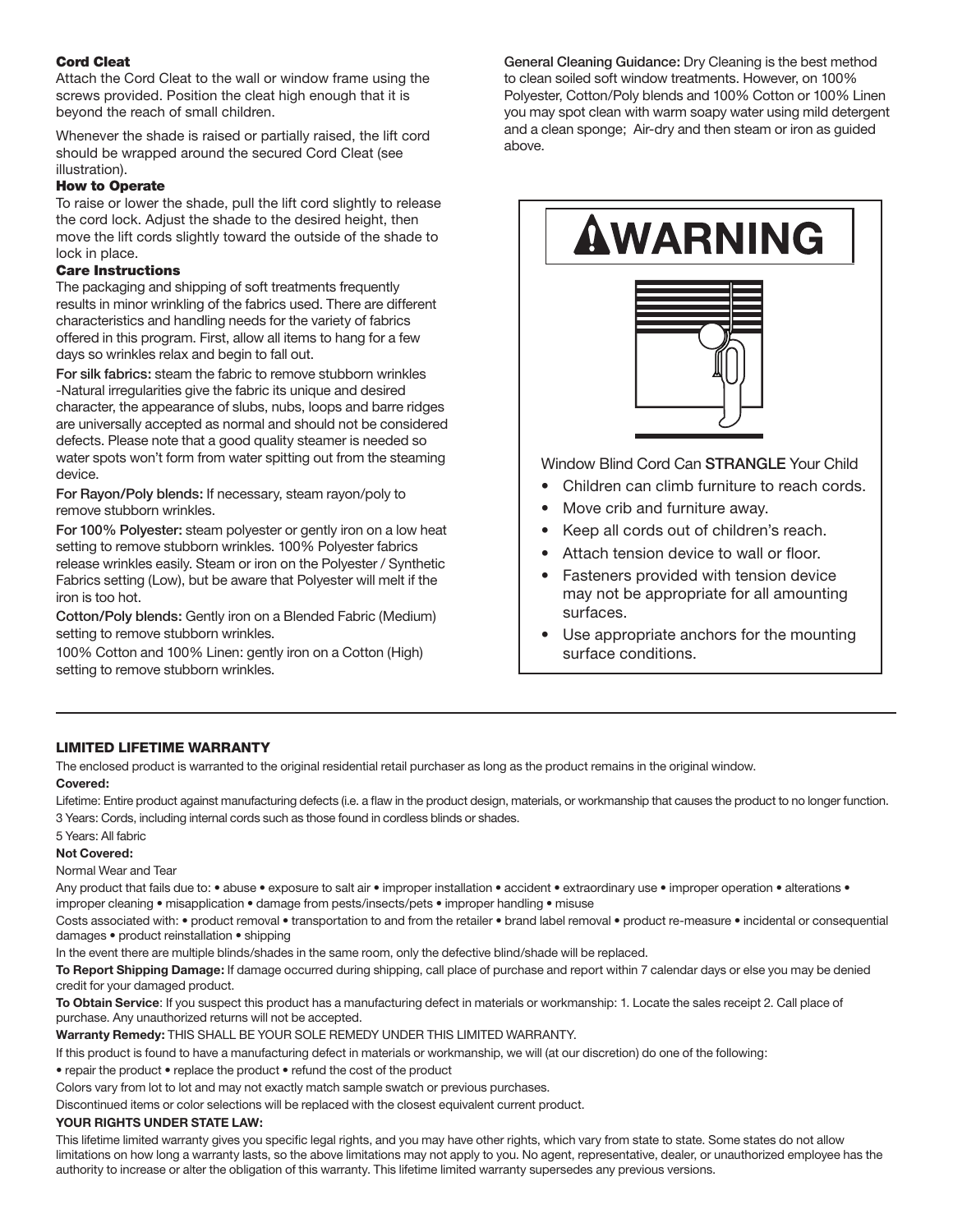### Cord Cleat

Attach the Cord Cleat to the wall or window frame using the screws provided. Position the cleat high enough that it is beyond the reach of small children.

Whenever the shade is raised or partially raised, the lift cord should be wrapped around the secured Cord Cleat (see illustration).

### How to Operate

To raise or lower the shade, pull the lift cord slightly to release the cord lock. Adjust the shade to the desired height, then move the lift cords slightly toward the outside of the shade to lock in place.

### Care Instructions

The packaging and shipping of soft treatments frequently results in minor wrinkling of the fabrics used. There are different characteristics and handling needs for the variety of fabrics offered in this program. First, allow all items to hang for a few days so wrinkles relax and begin to fall out.

**For silk fabrics:** steam the fabric to remove stubborn wrinkles -Natural irregularities give the fabric its unique and desired character, the appearance of slubs, nubs, loops and barre ridges are universally accepted as normal and should not be considered defects. Please note that a good quality steamer is needed so water spots won't form from water spitting out from the steaming device.

**For Rayon/Poly blends:** If necessary, steam rayon/poly to remove stubborn wrinkles.

**For 100% Polyester:** steam polyester or gently iron on a low heat setting to remove stubborn wrinkles. 100% Polyester fabrics release wrinkles easily. Steam or iron on the Polyester / Synthetic Fabrics setting (Low), but be aware that Polyester will melt if the iron is too hot.

**Cotton/Poly blends:** Gently iron on a Blended Fabric (Medium) setting to remove stubborn wrinkles.

100% Cotton and 100% Linen: gently iron on a Cotton (High) setting to remove stubborn wrinkles.

**General Cleaning Guidance:** Dry Cleaning is the best method to clean soiled soft window treatments. However, on 100% Polyester, Cotton/Poly blends and 100% Cotton or 100% Linen you may spot clean with warm soapy water using mild detergent and a clean sponge; Air-dry and then steam or iron as guided above.

## ⚠WARNING

Window Blind Cord Can **STRANGLE** Your Child

- Children can climb furniture to reach cords.
- Move crib and furniture away.
- Keep all cords out of children's reach.
- Attach tension device to wall or floor.
- Fasteners provided with tension device may not be appropriate for all amounting surfaces.
- Use appropriate anchors for the mounting surface conditions.

---

### LIMITED LIFETIME WARRANTY

The enclosed product is warranted to the original residential retail purchaser as long as the product remains in the original window.

**Covered:**

Lifetime: Entire product against manufacturing defects (i.e. a flaw in the product design, materials, or workmanship that causes the product to no longer function.

3 Years: Cords, including internal cords such as those found in cordless blinds or shades.

5 Years: All fabric

**Not Covered:**

Normal Wear and Tear

Any product that fails due to: • abuse • exposure to salt air • improper installation • accident • extraordinary use • improper operation • alterations • improper cleaning • misapplication • damage from pests/insects/pets • improper handling • misuse

Costs associated with: • product removal • transportation to and from the retailer • brand label removal • product re-measure • incidental or consequential damages • product reinstallation • shipping

In the event there are multiple blinds/shades in the same room, only the defective blind/shade will be replaced.

**To Report Shipping Damage:** If damage occurred during shipping, call place of purchase and report within 7 calendar days or else you may be denied credit for your damaged product.

**To Obtain Service**: If you suspect this product has a manufacturing defect in materials or workmanship: 1. Locate the sales receipt 2. Call place of purchase. Any unauthorized returns will not be accepted.

**Warranty Remedy:** THIS SHALL BE YOUR SOLE REMEDY UNDER THIS LIMITED WARRANTY.

If this product is found to have a manufacturing defect in materials or workmanship, we will (at our discretion) do one of the following:

• repair the product • replace the product • refund the cost of the product

Colors vary from lot to lot and may not exactly match sample swatch or previous purchases.

Discontinued items or color selections will be replaced with the closest equivalent current product.

**YOUR RIGHTS UNDER STATE LAW:**

This lifetime limited warranty gives you specific legal rights, and you may have other rights, which vary from state to state. Some states do not allow limitations on how long a warranty lasts, so the above limitations may not apply to you. No agent, representative, dealer, or unauthorized employee has the authority to increase or alter the obligation of this warranty. This lifetime limited warranty supersedes any previous versions.